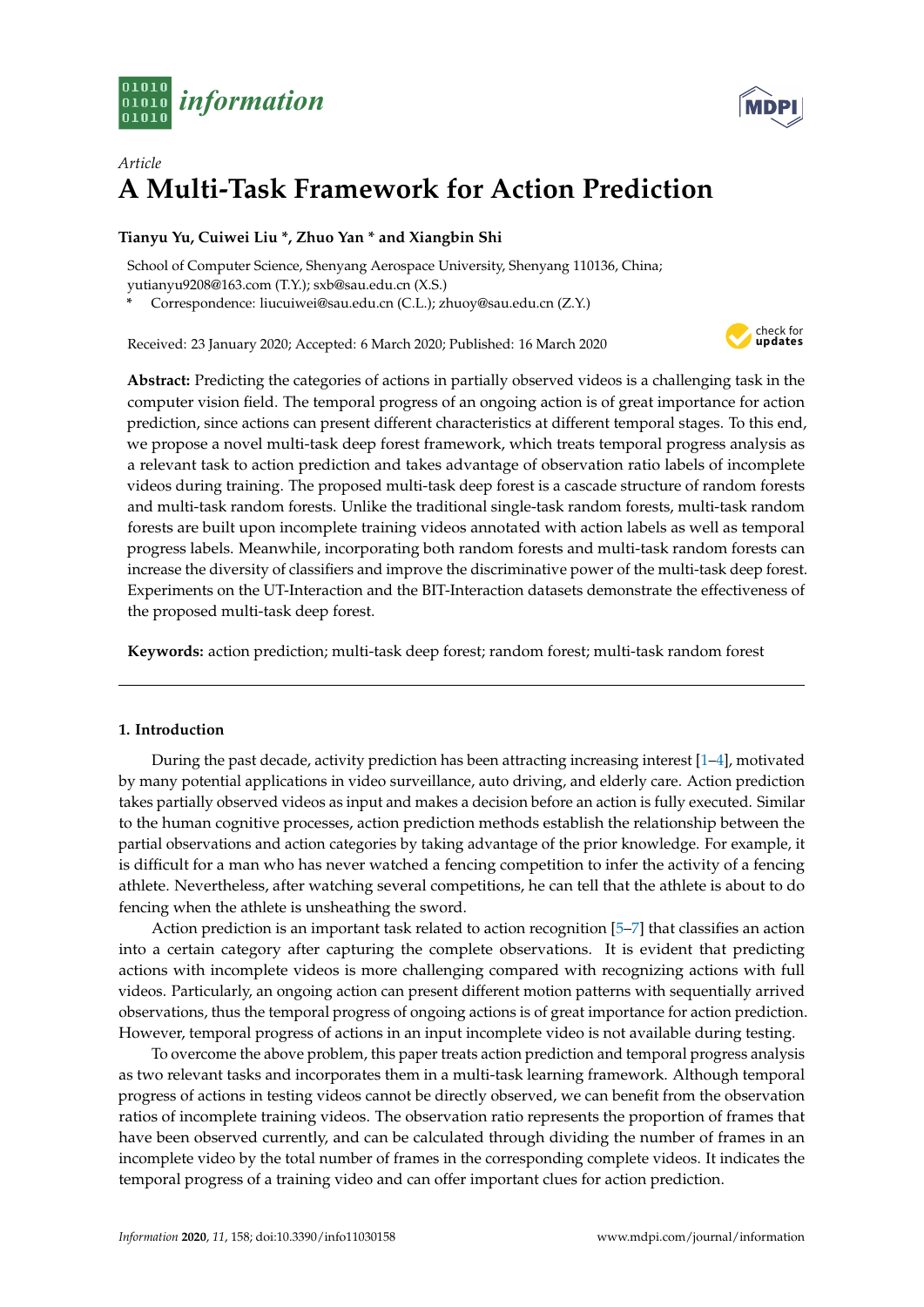Article

# A Multi-Task Framework for Action Prediction

**Tianyu Yu, Cuiwei Liu \*, Zhuo Yan \* and Xiangbin Shi**

School of Computer Science, Shenyang Aerospace University, Shenyang 110136, China; yutianyu9208@163.com (T.Y.); sxb@sau.edu.cn (X.S.)

\* Correspondence: liucuiwei@sau.edu.cn (C.L.); zhuoy@sau.edu.cn (Z.Y.)

Received: 23 January 2020; Accepted: 6 March 2020; Published: 16 March 2020

**Abstract:** Predicting the categories of actions in partially observed videos is a challenging task in the computer vision field. The temporal progress of an ongoing action is of great importance for action prediction, since actions can present different characteristics at different temporal stages. To this end, we propose a novel multi-task deep forest framework, which treats temporal progress analysis as a relevant task to action prediction and takes advantage of observation ratio labels of incomplete videos during training. The proposed multi-task deep forest is a cascade structure of random forests and multi-task random forests. Unlike the traditional single-task random forests, multi-task random forests are built upon incomplete training videos annotated with action labels as well as temporal progress labels. Meanwhile, incorporating both random forests and multi-task random forests can increase the diversity of classifiers and improve the discriminative power of the multi-task deep forest. Experiments on the UT-Interaction and the BIT-Interaction datasets demonstrate the effectiveness of the proposed multi-task deep forest.

**Keywords:** action prediction; multi-task deep forest; random forest; multi-task random forest

## 1. Introduction

During the past decade, activity prediction has been attracting increasing interest [1–4], motivated by many potential applications in video surveillance, auto driving, and elderly care. Action prediction takes partially observed videos as input and makes a decision before an action is fully executed. Similar to the human cognitive processes, action prediction methods establish the relationship between the partial observations and action categories by taking advantage of the prior knowledge. For example, it is difficult for a man who has never watched a fencing competition to infer the activity of a fencing athlete. Nevertheless, after watching several competitions, he can tell that the athlete is about to do fencing when the athlete is unsheathing the sword.

Action prediction is an important task related to action recognition [5–7] that classifies an action into a certain category after capturing the complete observations. It is evident that predicting actions with incomplete videos is more challenging compared with recognizing actions with full videos. Particularly, an ongoing action can present different motion patterns with sequentially arrived observations, thus the temporal progress of ongoing actions is of great importance for action prediction. However, temporal progress of actions in an input incomplete video is not available during testing.

To overcome the above problem, this paper treats action prediction and temporal progress analysis as two relevant tasks and incorporates them in a multi-task learning framework. Although temporal progress of actions in testing videos cannot be directly observed, we can benefit from the observation ratios of incomplete training videos. The observation ratio represents the proportion of frames that have been observed currently, and can be calculated through dividing the number of frames in an incomplete video by the total number of frames in the corresponding complete videos. It indicates the temporal progress of a training video and can offer important clues for action prediction.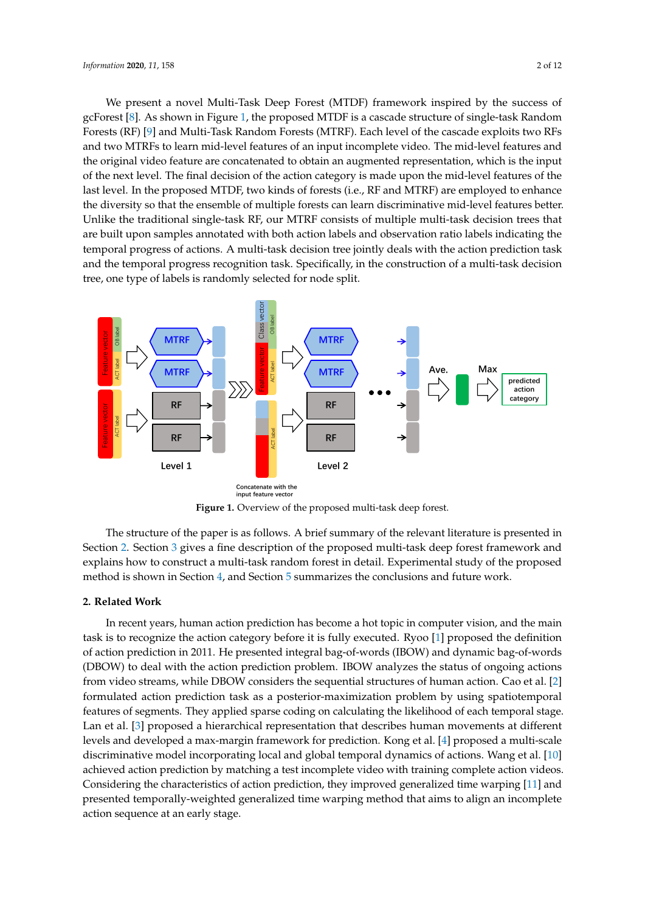We present a novel Multi-Task Deep Forest (MTDF) framework inspired by the success of gcForest [8]. As shown in Figure 1, the proposed MTDF is a cascade structure of single-task Random Forests (RF) [9] and Multi-Task Random Forests (MTRF). Each level of the cascade exploits two RFs and two MTRFs to learn mid-level features of an input incomplete video. The mid-level features and the original video feature are concatenated to obtain an augmented representation, which is the input of the next level. The final decision of the action category is made upon the mid-level features of the last level. In the proposed MTDF, two kinds of forests (i.e., RF and MTRF) are employed to enhance the diversity so that the ensemble of multiple forests can learn discriminative mid-level features better. Unlike the traditional single-task RF, our MTRF consists of multiple multi-task decision trees that are built upon samples annotated with both action labels and observation ratio labels indicating the temporal progress of actions. A multi-task decision tree jointly deals with the action prediction task and the temporal progress recognition task. Specifically, in the construction of a multi-task decision tree, one type of labels is randomly selected for node split.

**Figure 1.** Overview of the proposed multi-task deep forest.

The structure of the paper is as follows. A brief summary of the relevant literature is presented in Section 2. Section 3 gives a fine description of the proposed multi-task deep forest framework and explains how to construct a multi-task random forest in detail. Experimental study of the proposed method is shown in Section 4, and Section 5 summarizes the conclusions and future work.

## 2. Related Work

In recent years, human action prediction has become a hot topic in computer vision, and the main task is to recognize the action category before it is fully executed. Ryoo [1] proposed the definition of action prediction in 2011. He presented integral bag-of-words (IBOW) and dynamic bag-of-words (DBOW) to deal with the action prediction problem. IBOW analyzes the status of ongoing actions from video streams, while DBOW considers the sequential structures of human action. Cao et al. [2] formulated action prediction task as a posterior-maximization problem by using spatiotemporal features of segments. They applied sparse coding on calculating the likelihood of each temporal stage. Lan et al. [3] proposed a hierarchical representation that describes human movements at different levels and developed a max-margin framework for prediction. Kong et al. [4] proposed a multi-scale discriminative model incorporating local and global temporal dynamics of actions. Wang et al. [10] achieved action prediction by matching a test incomplete video with training complete action videos. Considering the characteristics of action prediction, they improved generalized time warping [11] and presented temporally-weighted generalized time warping method that aims to align an incomplete action sequence at an early stage.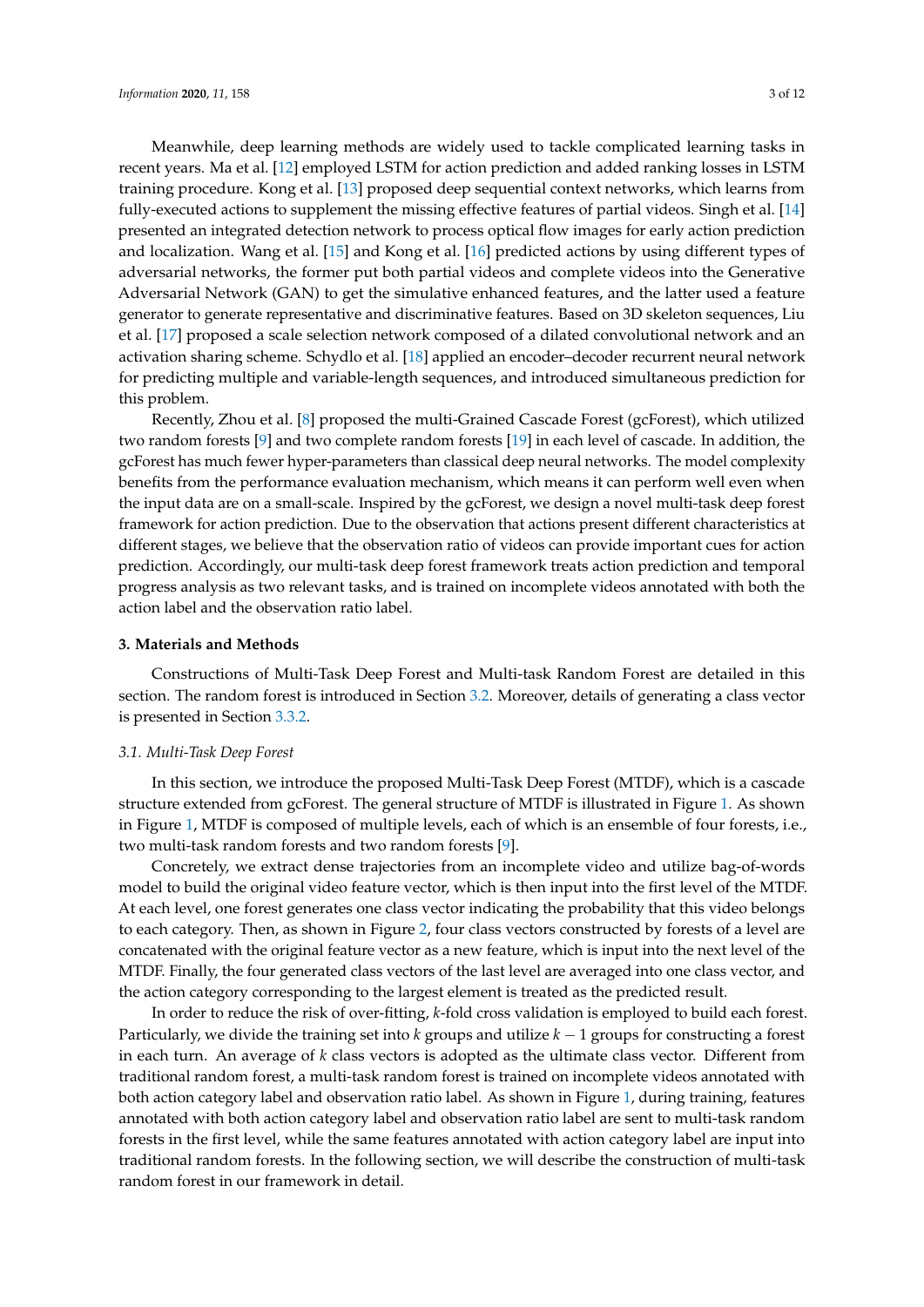Meanwhile, deep learning methods are widely used to tackle complicated learning tasks in recent years. Ma et al. [12] employed LSTM for action prediction and added ranking losses in LSTM training procedure. Kong et al. [13] proposed deep sequential context networks, which learns from fully-executed actions to supplement the missing effective features of partial videos. Singh et al. [14] presented an integrated detection network to process optical flow images for early action prediction and localization. Wang et al. [15] and Kong et al. [16] predicted actions by using different types of adversarial networks, the former put both partial videos and complete videos into the Generative Adversarial Network (GAN) to get the simulative enhanced features, and the latter used a feature generator to generate representative and discriminative features. Based on 3D skeleton sequences, Liu et al. [17] proposed a scale selection network composed of a dilated convolutional network and an activation sharing scheme. Schydlo et al. [18] applied an encoder–decoder recurrent neural network for predicting multiple and variable-length sequences, and introduced simultaneous prediction for this problem.

Recently, Zhou et al. [8] proposed the multi-Grained Cascade Forest (gcForest), which utilized two random forests [9] and two complete random forests [19] in each level of cascade. In addition, the gcForest has much fewer hyper-parameters than classical deep neural networks. The model complexity benefits from the performance evaluation mechanism, which means it can perform well even when the input data are on a small-scale. Inspired by the gcForest, we design a novel multi-task deep forest framework for action prediction. Due to the observation that actions present different characteristics at different stages, we believe that the observation ratio of videos can provide important cues for action prediction. Accordingly, our multi-task deep forest framework treats action prediction and temporal progress analysis as two relevant tasks, and is trained on incomplete videos annotated with both the action label and the observation ratio label.

## 3. Materials and Methods

Constructions of Multi-Task Deep Forest and Multi-task Random Forest are detailed in this section. The random forest is introduced in Section 3.2. Moreover, details of generating a class vector is presented in Section 3.3.2.

### *3.1. Multi-Task Deep Forest*

In this section, we introduce the proposed Multi-Task Deep Forest (MTDF), which is a cascade structure extended from gcForest. The general structure of MTDF is illustrated in Figure 1. As shown in Figure 1, MTDF is composed of multiple levels, each of which is an ensemble of four forests, i.e., two multi-task random forests and two random forests [9].

Concretely, we extract dense trajectories from an incomplete video and utilize bag-of-words model to build the original video feature vector, which is then input into the first level of the MTDF. At each level, one forest generates one class vector indicating the probability that this video belongs to each category. Then, as shown in Figure 2, four class vectors constructed by forests of a level are concatenated with the original feature vector as a new feature, which is input into the next level of the MTDF. Finally, the four generated class vectors of the last level are averaged into one class vector, and the action category corresponding to the largest element is treated as the predicted result.

In order to reduce the risk of over-fitting, $k$-fold cross validation is employed to build each forest. Particularly, we divide the training set into $k$ groups and utilize $k-1$ groups for constructing a forest in each turn. An average of $k$ class vectors is adopted as the ultimate class vector. Different from traditional random forest, a multi-task random forest is trained on incomplete videos annotated with both action category label and observation ratio label. As shown in Figure 1, during training, features annotated with both action category label and observation ratio label are sent to multi-task random forests in the first level, while the same features annotated with action category label are input into traditional random forests. In the following section, we will describe the construction of multi-task random forest in our framework in detail.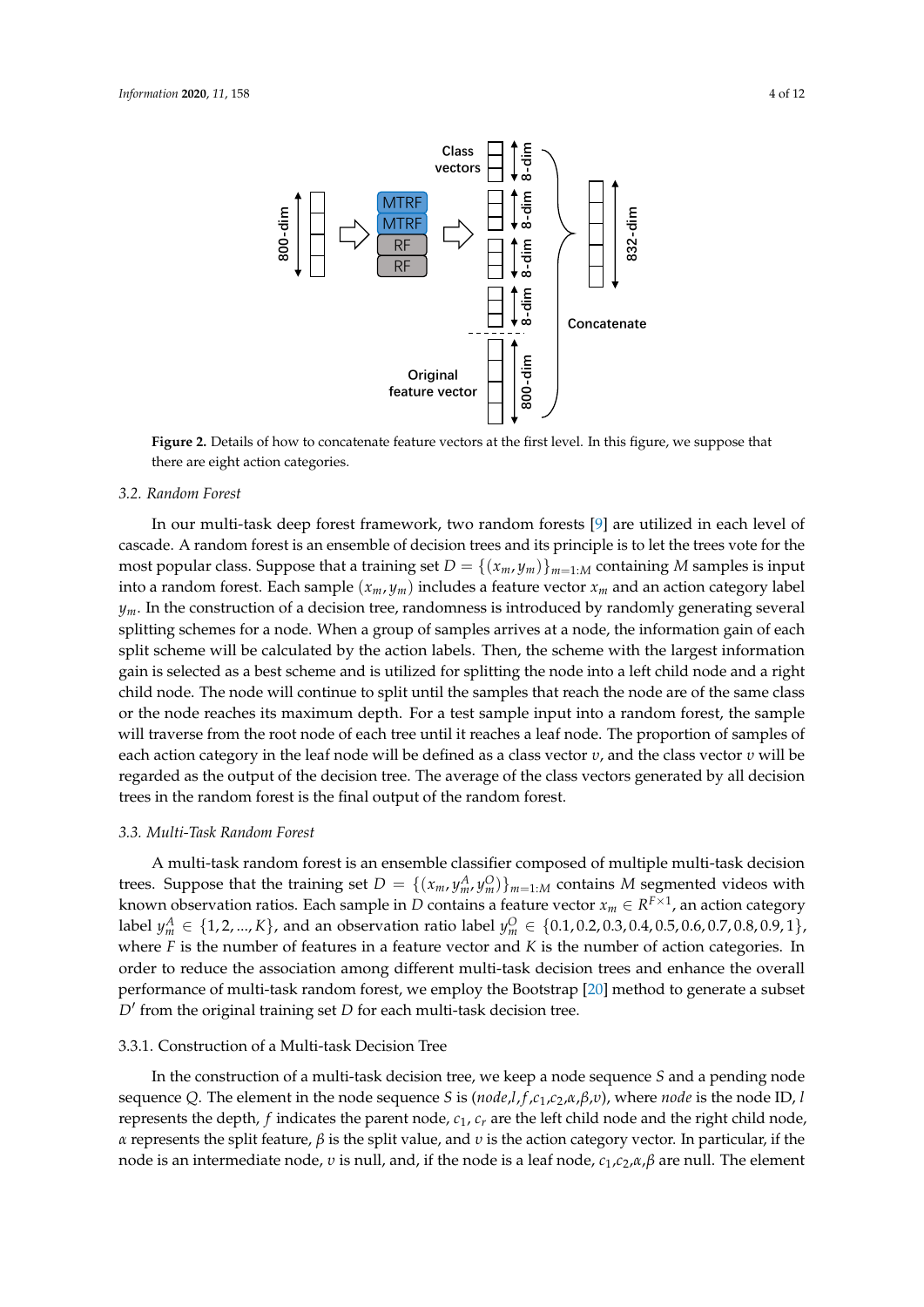**Figure 2.** Details of how to concatenate feature vectors at the first level. In this figure, we suppose that there are eight action categories.

### 3.2. Random Forest

In our multi-task deep forest framework, two random forests [9] are utilized in each level of cascade. A random forest is an ensemble of decision trees and its principle is to let the trees vote for the most popular class. Suppose that a training set $D = \{(x_m, y_m)\}_{m=1:M}$ containing $M$ samples is input into a random forest. Each sample $(x_m, y_m)$ includes a feature vector $x_m$ and an action category label $y_m$. In the construction of a decision tree, randomness is introduced by randomly generating several splitting schemes for a node. When a group of samples arrives at a node, the information gain of each split scheme will be calculated by the action labels. Then, the scheme with the largest information gain is selected as a best scheme and is utilized for splitting the node into a left child node and a right child node. The node will continue to split until the samples that reach the node are of the same class or the node reaches its maximum depth. For a test sample input into a random forest, the sample will traverse from the root node of each tree until it reaches a leaf node. The proportion of samples of each action category in the leaf node will be defined as a class vector $v$, and the class vector $v$ will be regarded as the output of the decision tree. The average of the class vectors generated by all decision trees in the random forest is the final output of the random forest.

### 3.3. Multi-Task Random Forest

A multi-task random forest is an ensemble classifier composed of multiple multi-task decision trees. Suppose that the training set $D = \{(x_m, y_m^A, y_m^O)\}_{m=1:M}$ contains $M$ segmented videos with known observation ratios. Each sample in $D$ contains a feature vector $x_m \in R^{F\times1}$, an action category label $y_m^A \in \{1, 2, ..., K\}$, and an observation ratio label $y_m^O \in \{0.1, 0.2, 0.3, 0.4, 0.5, 0.6, 0.7, 0.8, 0.9, 1\}$, where $F$ is the number of features in a feature vector and $K$ is the number of action categories. In order to reduce the association among different multi-task decision trees and enhance the overall performance of multi-task random forest, we employ the Bootstrap [20] method to generate a subset $D'$ from the original training set $D$ for each multi-task decision tree.

#### 3.3.1. Construction of a Multi-task Decision Tree

In the construction of a multi-task decision tree, we keep a node sequence $S$ and a pending node sequence $Q$. The element in the node sequence $S$ is ($node$,$l$,$f$,$c_1$,$c_2$,$\alpha$,$\beta$,$v$), where $node$ is the node ID, $l$ represents the depth, $f$ indicates the parent node, $c_1$, $c_r$ are the left child node and the right child node, $\alpha$ represents the split feature, $\beta$ is the split value, and $v$ is the action category vector. In particular, if the node is an intermediate node, $v$ is null, and, if the node is a leaf node, $c_1$,$c_2$,$\alpha$,$\beta$ are null. The element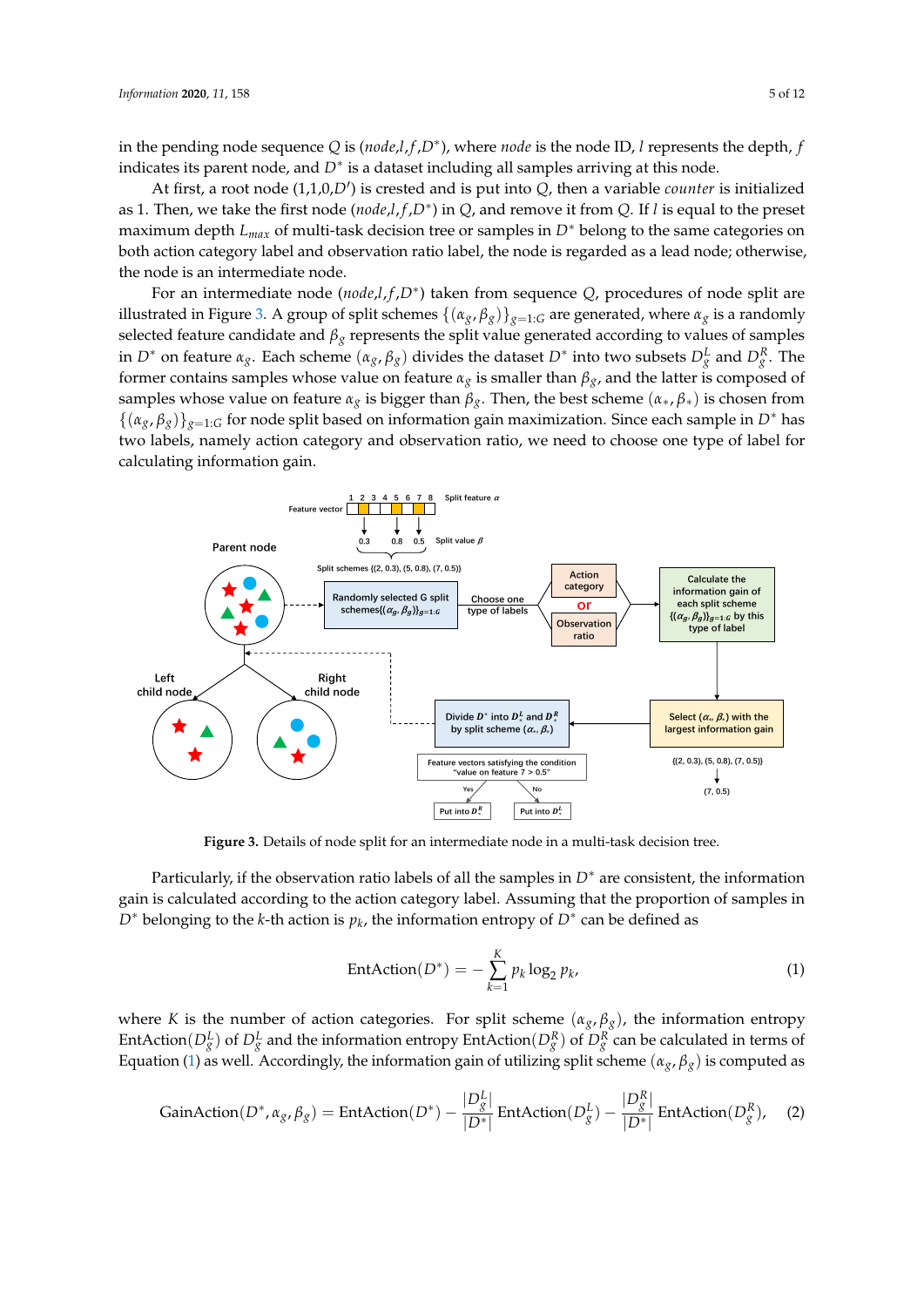in the pending node sequence $Q$ is ($node$,$l$,$f$,$D^*$), where $node$ is the node ID, $l$ represents the depth, $f$ indicates its parent node, and $D^*$ is a dataset including all samples arriving at this node.

At first, a root node (1,1,0,$D'$) is crested and is put into $Q$, then a variable $counter$ is initialized as 1. Then, we take the first node ($node$,$l$,$f$,$D^*$) in $Q$, and remove it from $Q$. If $l$ is equal to the preset maximum depth $L_{max}$ of multi-task decision tree or samples in $D^*$ belong to the same categories on both action category label and observation ratio label, the node is regarded as a lead node; otherwise, the node is an intermediate node.

For an intermediate node ($node$,$l$,$f$,$D^*$) taken from sequence $Q$, procedures of node split are illustrated in Figure 3. A group of split schemes $\{(\alpha_g, \beta_g)\}_{g=1:G}$ are generated, where $\alpha_g$ is a randomly selected feature candidate and $\beta_g$ represents the split value generated according to values of samples in $D^*$ on feature $\alpha_g$. Each scheme $(\alpha_g, \beta_g)$ divides the dataset $D^*$ into two subsets $D_g^L$ and $D_g^R$. The former contains samples whose value on feature $\alpha_g$ is smaller than $\beta_g$, and the latter is composed of samples whose value on feature $\alpha_g$ is bigger than $\beta_g$. Then, the best scheme $(\alpha_*, \beta_*)$ is chosen from $\{(\alpha_g, \beta_g)\}_{g=1:G}$ for node split based on information gain maximization. Since each sample in $D^*$ has two labels, namely action category and observation ratio, we need to choose one type of label for calculating information gain.

**Figure 3.** Details of node split for an intermediate node in a multi-task decision tree.

Particularly, if the observation ratio labels of all the samples in $D^*$ are consistent, the information gain is calculated according to the action category label. Assuming that the proportion of samples in $D^*$ belonging to the $k$-th action is $p_k$, the information entropy of $D^*$ can be defined as

$$\text{EntAction}(D^*) = -\sum_{k=1}^{K} p_k \log_2 p_k, \tag{1}$$

where $K$ is the number of action categories. For split scheme $(\alpha_g, \beta_g)$, the information entropy $\text{EntAction}(D_g^L)$ of $D_g^L$ and the information entropy $\text{EntAction}(D_g^R)$ of $D_g^R$ can be calculated in terms of Equation (1) as well. Accordingly, the information gain of utilizing split scheme $(\alpha_g, \beta_g)$ is computed as

$$\text{GainAction}(D^*, \alpha_g, \beta_g) = \text{EntAction}(D^*) - \frac{|D_g^L|}{|D^*|}\text{EntAction}(D_g^L) - \frac{|D_g^R|}{|D^*|}\text{EntAction}(D_g^R), \tag{2}$$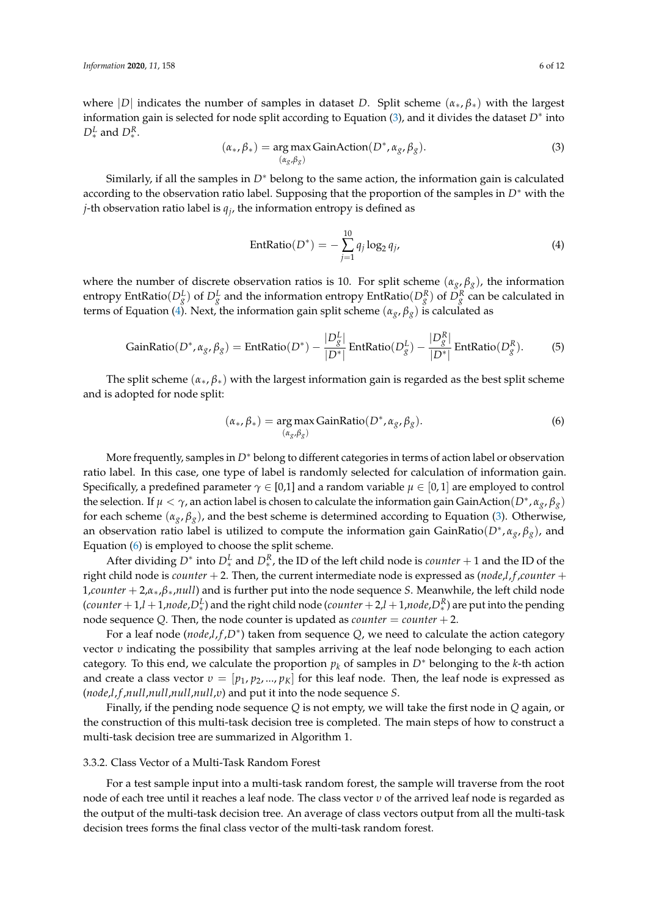where $|D|$ indicates the number of samples in dataset $D$. Split scheme $(\alpha_*, \beta_*)$ with the largest information gain is selected for node split according to Equation (3), and it divides the dataset $D^*$ into $D_*^L$ and $D_*^R$.

$$(\alpha_*, \beta_*) = \underset{(\alpha_g, \beta_g)}{\arg\max}\, \text{GainAction}(D^*, \alpha_g, \beta_g). \tag{3}$$

Similarly, if all the samples in $D^*$ belong to the same action, the information gain is calculated according to the observation ratio label. Supposing that the proportion of the samples in $D^*$ with the $j$-th observation ratio label is $q_j$, the information entropy is defined as

$$\text{EntRatio}(D^*) = -\sum_{j=1}^{10} q_j \log_2 q_j, \tag{4}$$

where the number of discrete observation ratios is 10. For split scheme $(\alpha_g, \beta_g)$, the information entropy $\text{EntRatio}(D_g^L)$ of $D_g^L$ and the information entropy $\text{EntRatio}(D_g^R)$ of $D_g^R$ can be calculated in terms of Equation (4). Next, the information gain split scheme $(\alpha_g, \beta_g)$ is calculated as

$$\text{GainRatio}(D^*, \alpha_g, \beta_g) = \text{EntRatio}(D^*) - \frac{|D_g^L|}{|D^*|}\text{EntRatio}(D_g^L) - \frac{|D_g^R|}{|D^*|}\text{EntRatio}(D_g^R). \tag{5}$$

The split scheme $(\alpha_*, \beta_*)$ with the largest information gain is regarded as the best split scheme and is adopted for node split:

$$(\alpha_*, \beta_*) = \underset{(\alpha_g, \beta_g)}{\arg\max}\, \text{GainRatio}(D^*, \alpha_g, \beta_g). \tag{6}$$

More frequently, samples in $D^*$ belong to different categories in terms of action label or observation ratio label. In this case, one type of label is randomly selected for calculation of information gain. Specifically, a predefined parameter $\gamma \in [0,1]$ and a random variable $\mu \in [0,1]$ are employed to control the selection. If $\mu < \gamma$, an action label is chosen to calculate the information gain $\text{GainAction}(D^*, \alpha_g, \beta_g)$ for each scheme $(\alpha_g, \beta_g)$, and the best scheme is determined according to Equation (3). Otherwise, an observation ratio label is utilized to compute the information gain $\text{GainRatio}(D^*, \alpha_g, \beta_g)$, and Equation (6) is employed to choose the split scheme.

After dividing $D^*$ into $D_*^L$ and $D_*^R$, the ID of the left child node is $counter + 1$ and the ID of the right child node is $counter + 2$. Then, the current intermediate node is expressed as ($node$,$l$,$f$,$counter + 1$,$counter + 2$,$\alpha_*$,$\beta_*$,$null$) and is further put into the node sequence $S$. Meanwhile, the left child node ($counter + 1$,$l + 1$,$node$,$D_*^L$) and the right child node ($counter + 2$,$l + 1$,$node$,$D_*^R$) are put into the pending node sequence $Q$. Then, the node counter is updated as $counter = counter + 2$.

For a leaf node ($node$,$l$,$f$,$D^*$) taken from sequence $Q$, we need to calculate the action category vector $v$ indicating the possibility that samples arriving at the leaf node belonging to each action category. To this end, we calculate the proportion $p_k$ of samples in $D^*$ belonging to the $k$-th action and create a class vector $v = [p_1, p_2, ..., p_K]$ for this leaf node. Then, the leaf node is expressed as ($node$,$l$,$f$,$null$,$null$,$null$,$null$,$v$) and put it into the node sequence $S$.

Finally, if the pending node sequence $Q$ is not empty, we will take the first node in $Q$ again, or the construction of this multi-task decision tree is completed. The main steps of how to construct a multi-task decision tree are summarized in Algorithm 1.

### 3.3.2. Class Vector of a Multi-Task Random Forest

For a test sample input into a multi-task random forest, the sample will traverse from the root node of each tree until it reaches a leaf node. The class vector $v$ of the arrived leaf node is regarded as the output of the multi-task decision tree. An average of class vectors output from all the multi-task decision trees forms the final class vector of the multi-task random forest.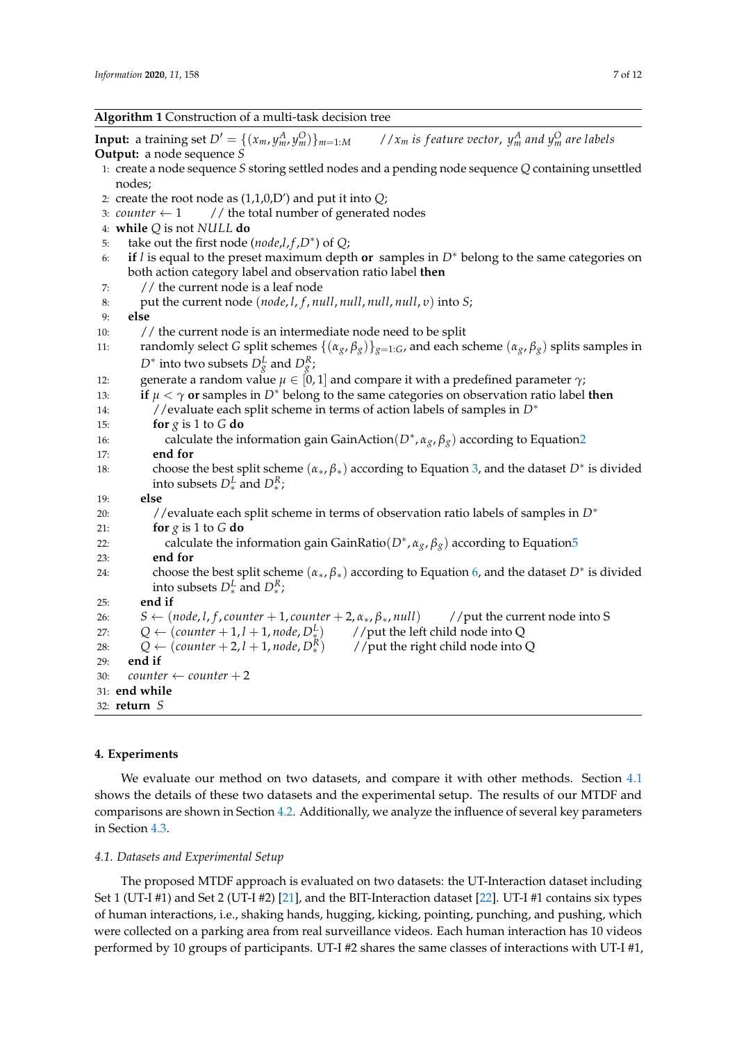**Algorithm 1** Construction of a multi-task decision tree

**Input:** a training set $D' = \{(x_m, y_m^A, y_m^O)\}_{m=1:M}$ $\quad$ $//x_m$ *is feature vector*, $y_m^A$ *and* $y_m^O$ *are labels*
**Output:** a node sequence $S$

1: create a node sequence $S$ storing settled nodes and a pending node sequence $Q$ containing unsettled nodes;
2: create the root node as (1,1,0,D′) and put it into $Q$;
3: $counter \leftarrow 1$ $\quad$ // the total number of generated nodes
4: **while** $Q$ is not $NULL$ **do**
5: $\quad$ take out the first node ($node$,$l$,$f$,$D^*$) of $Q$;
6: $\quad$ **if** $l$ is equal to the preset maximum depth **or** samples in $D^*$ belong to the same categories on both action category label and observation ratio label **then**
7: $\quad\quad$ // the current node is a leaf node
8: $\quad\quad$ put the current node $(node, l, f, null, null, null, null, v)$ into $S$;
9: $\quad$ **else**
10: $\quad\quad$ // the current node is an intermediate node need to be split
11: $\quad\quad$ randomly select $G$ split schemes $\{(\alpha_g, \beta_g)\}_{g=1:G}$, and each scheme $(\alpha_g, \beta_g)$ splits samples in $D^*$ into two subsets $D_g^L$ and $D_g^R$;
12: $\quad\quad$ generate a random value $\mu \in [0, 1]$ and compare it with a predefined parameter $\gamma$;
13: $\quad\quad$ **if** $\mu < \gamma$ **or** samples in $D^*$ belong to the same categories on observation ratio label **then**
14: $\quad\quad\quad$ //evaluate each split scheme in terms of action labels of samples in $D^*$
15: $\quad\quad\quad$ **for** $g$ is 1 to $G$ **do**
16: $\quad\quad\quad\quad$ calculate the information gain GainAction$(D^*, \alpha_g, \beta_g)$ according to Equation 2
17: $\quad\quad\quad$ **end for**
18: $\quad\quad\quad$ choose the best split scheme $(\alpha_*, \beta_*)$ according to Equation 3, and the dataset $D^*$ is divided into subsets $D_*^L$ and $D_*^R$;
19: $\quad\quad$ **else**
20: $\quad\quad\quad$ //evaluate each split scheme in terms of observation ratio labels of samples in $D^*$
21: $\quad\quad\quad$ **for** $g$ is 1 to $G$ **do**
22: $\quad\quad\quad\quad$ calculate the information gain GainRatio$(D^*, \alpha_g, \beta_g)$ according to Equation 5
23: $\quad\quad\quad$ **end for**
24: $\quad\quad\quad$ choose the best split scheme $(\alpha_*, \beta_*)$ according to Equation 6, and the dataset $D^*$ is divided into subsets $D_*^L$ and $D_*^R$;
25: $\quad\quad$ **end if**
26: $\quad\quad$ $S \leftarrow (node, l, f, counter + 1, counter + 2, \alpha_*, \beta_*, null)$ $\quad$ //put the current node into S
27: $\quad\quad$ $Q \leftarrow (counter + 1, l + 1, node, D_*^L)$ $\quad$ //put the left child node into Q
28: $\quad\quad$ $Q \leftarrow (counter + 2, l + 1, node, D_*^R)$ $\quad$ //put the right child node into Q
29: $\quad$ **end if**
30: $\quad$ $counter \leftarrow counter + 2$
31: **end while**
32: **return** $S$

## 4. Experiments

We evaluate our method on two datasets, and compare it with other methods. Section 4.1 shows the details of these two datasets and the experimental setup. The results of our MTDF and comparisons are shown in Section 4.2. Additionally, we analyze the influence of several key parameters in Section 4.3.

### *4.1. Datasets and Experimental Setup*

The proposed MTDF approach is evaluated on two datasets: the UT-Interaction dataset including Set 1 (UT-I #1) and Set 2 (UT-I #2) [21], and the BIT-Interaction dataset [22]. UT-I #1 contains six types of human interactions, i.e., shaking hands, hugging, kicking, pointing, punching, and pushing, which were collected on a parking area from real surveillance videos. Each human interaction has 10 videos performed by 10 groups of participants. UT-I #2 shares the same classes of interactions with UT-I #1,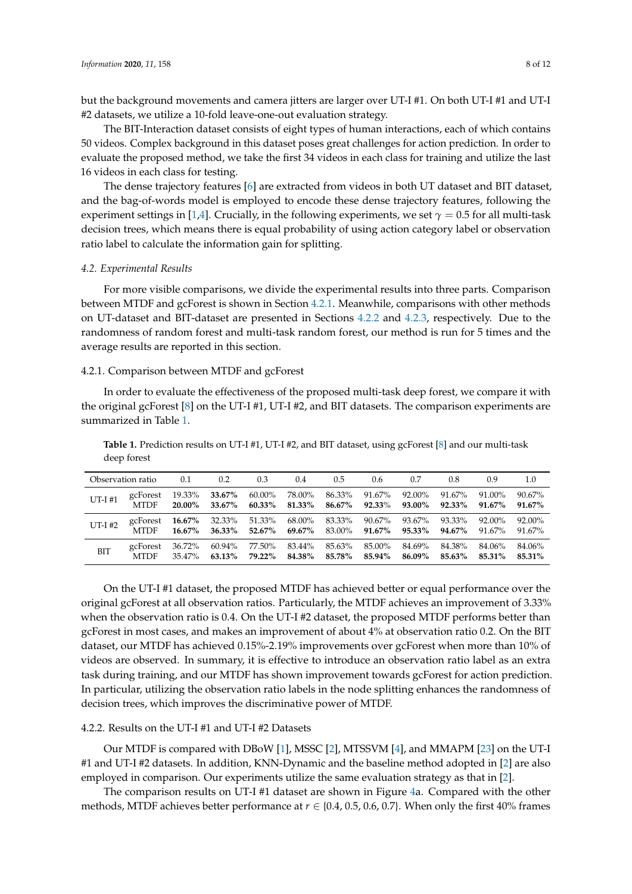but the background movements and camera jitters are larger over UT-I #1. On both UT-I #1 and UT-I #2 datasets, we utilize a 10-fold leave-one-out evaluation strategy.

The BIT-Interaction dataset consists of eight types of human interactions, each of which contains 50 videos. Complex background in this dataset poses great challenges for action prediction. In order to evaluate the proposed method, we take the first 34 videos in each class for training and utilize the last 16 videos in each class for testing.

The dense trajectory features [6] are extracted from videos in both UT dataset and BIT dataset, and the bag-of-words model is employed to encode these dense trajectory features, following the experiment settings in [1,4]. Crucially, in the following experiments, we set $\gamma = 0.5$ for all multi-task decision trees, which means there is equal probability of using action category label or observation ratio label to calculate the information gain for splitting.

### 4.2. Experimental Results

For more visible comparisons, we divide the experimental results into three parts. Comparison between MTDF and gcForest is shown in Section 4.2.1. Meanwhile, comparisons with other methods on UT-dataset and BIT-dataset are presented in Sections 4.2.2 and 4.2.3, respectively. Due to the randomness of random forest and multi-task random forest, our method is run for 5 times and the average results are reported in this section.

#### 4.2.1. Comparison between MTDF and gcForest

In order to evaluate the effectiveness of the proposed multi-task deep forest, we compare it with the original gcForest [8] on the UT-I #1, UT-I #2, and BIT datasets. The comparison experiments are summarized in Table 1.

**Table 1.** Prediction results on UT-I #1, UT-I #2, and BIT dataset, using gcForest [8] and our multi-task deep forest

| Observation ratio | | 0.1 | 0.2 | 0.3 | 0.4 | 0.5 | 0.6 | 0.7 | 0.8 | 0.9 | 1.0 |
|---|---|---|---|---|---|---|---|---|---|---|---|
| UT-I #1 | gcForest | 19.33% | **33.67%** | 60.00% | 78.00% | 86.33% | 91.67% | 92.00% | 91.67% | 91.00% | 90.67% |
| | MTDF | **20.00%** | **33.67%** | **60.33%** | **81.33%** | **86.67%** | **92.33%** | **93.00%** | **92.33%** | **91.67%** | **91.67%** |
| UT-I #2 | gcForest | **16.67%** | 32.33% | 51.33% | 68.00% | **83.33%** | 90.67% | 93.67% | 93.33% | **92.00%** | **92.00%** |
| | MTDF | **16.67%** | **36.33%** | **52.67%** | **69.67%** | 83.00% | **91.67%** | **95.33%** | **94.67%** | 91.67% | 91.67% |
| BIT | gcForest | **36.72%** | 60.94% | 77.50% | 83.44% | 85.63% | 85.00% | 84.69% | 84.38% | 84.06% | 84.06% |
| | MTDF | 35.47% | **63.13%** | **79.22%** | **84.38%** | **85.78%** | **85.94%** | **86.09%** | **85.63%** | **85.31%** | **85.31%** |

On the UT-I #1 dataset, the proposed MTDF has achieved better or equal performance over the original gcForest at all observation ratios. Particularly, the MTDF achieves an improvement of 3.33% when the observation ratio is 0.4. On the UT-I #2 dataset, the proposed MTDF performs better than gcForest in most cases, and makes an improvement of about 4% at observation ratio 0.2. On the BIT dataset, our MTDF has achieved 0.15%-2.19% improvements over gcForest when more than 10% of videos are observed. In summary, it is effective to introduce an observation ratio label as an extra task during training, and our MTDF has shown improvement towards gcForest for action prediction. In particular, utilizing the observation ratio labels in the node splitting enhances the randomness of decision trees, which improves the discriminative power of MTDF.

#### 4.2.2. Results on the UT-I #1 and UT-I #2 Datasets

Our MTDF is compared with DBoW [1], MSSC [2], MTSSVM [4], and MMAPM [23] on the UT-I #1 and UT-I #2 datasets. In addition, KNN-Dynamic and the baseline method adopted in [2] are also employed in comparison. Our experiments utilize the same evaluation strategy as that in [2].

The comparison results on UT-I #1 dataset are shown in Figure 4a. Compared with the other methods, MTDF achieves better performance at $r \in \{0.4, 0.5, 0.6, 0.7\}$. When only the first 40% frames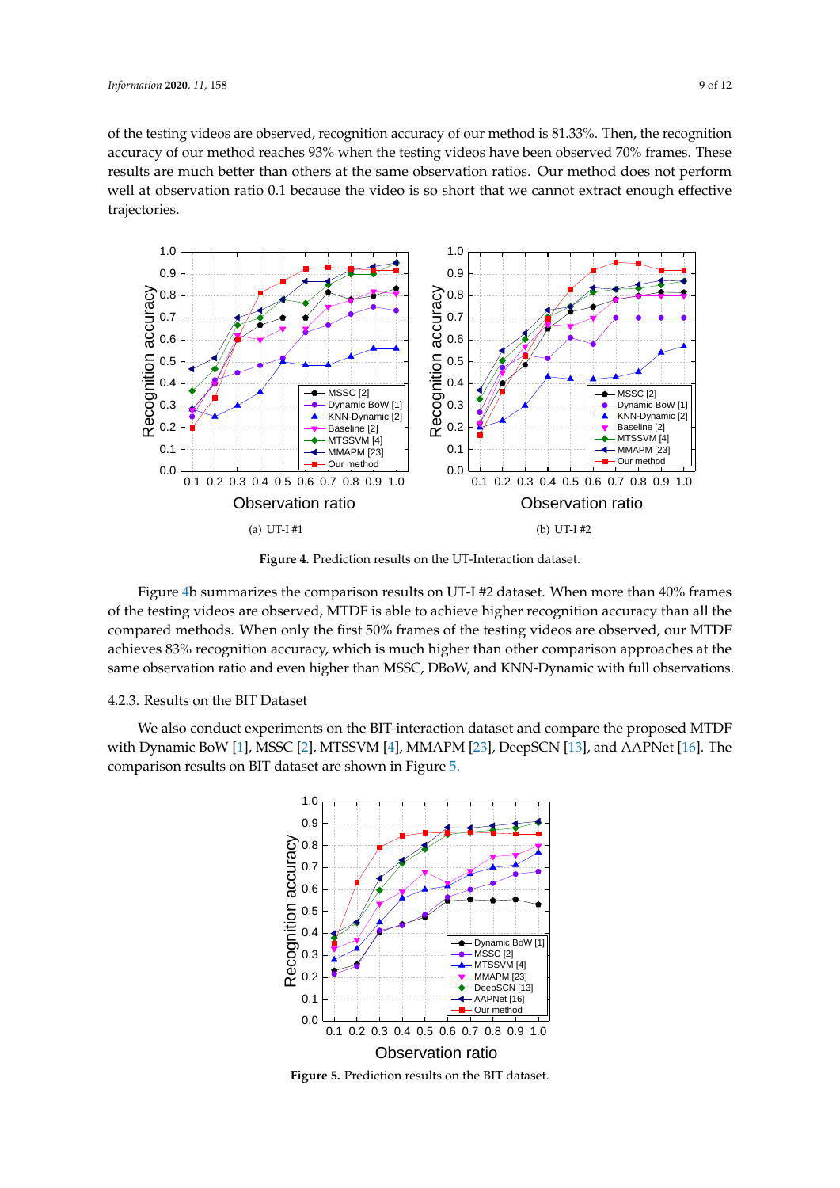of the testing videos are observed, recognition accuracy of our method is 81.33%. Then, the recognition accuracy of our method reaches 93% when the testing videos have been observed 70% frames. These results are much better than others at the same observation ratios. Our method does not perform well at observation ratio 0.1 because the video is so short that we cannot extract enough effective trajectories.

(a) UT-I #1

(b) UT-I #2

**Figure 4.** Prediction results on the UT-Interaction dataset.

Figure 4b summarizes the comparison results on UT-I #2 dataset. When more than 40% frames of the testing videos are observed, MTDF is able to achieve higher recognition accuracy than all the compared methods. When only the first 50% frames of the testing videos are observed, our MTDF achieves 83% recognition accuracy, which is much higher than other comparison approaches at the same observation ratio and even higher than MSSC, DBoW, and KNN-Dynamic with full observations.

### 4.2.3. Results on the BIT Dataset

We also conduct experiments on the BIT-interaction dataset and compare the proposed MTDF with Dynamic BoW [1], MSSC [2], MTSSVM [4], MMAPM [23], DeepSCN [13], and AAPNet [16]. The comparison results on BIT dataset are shown in Figure 5.

**Figure 5.** Prediction results on the BIT dataset.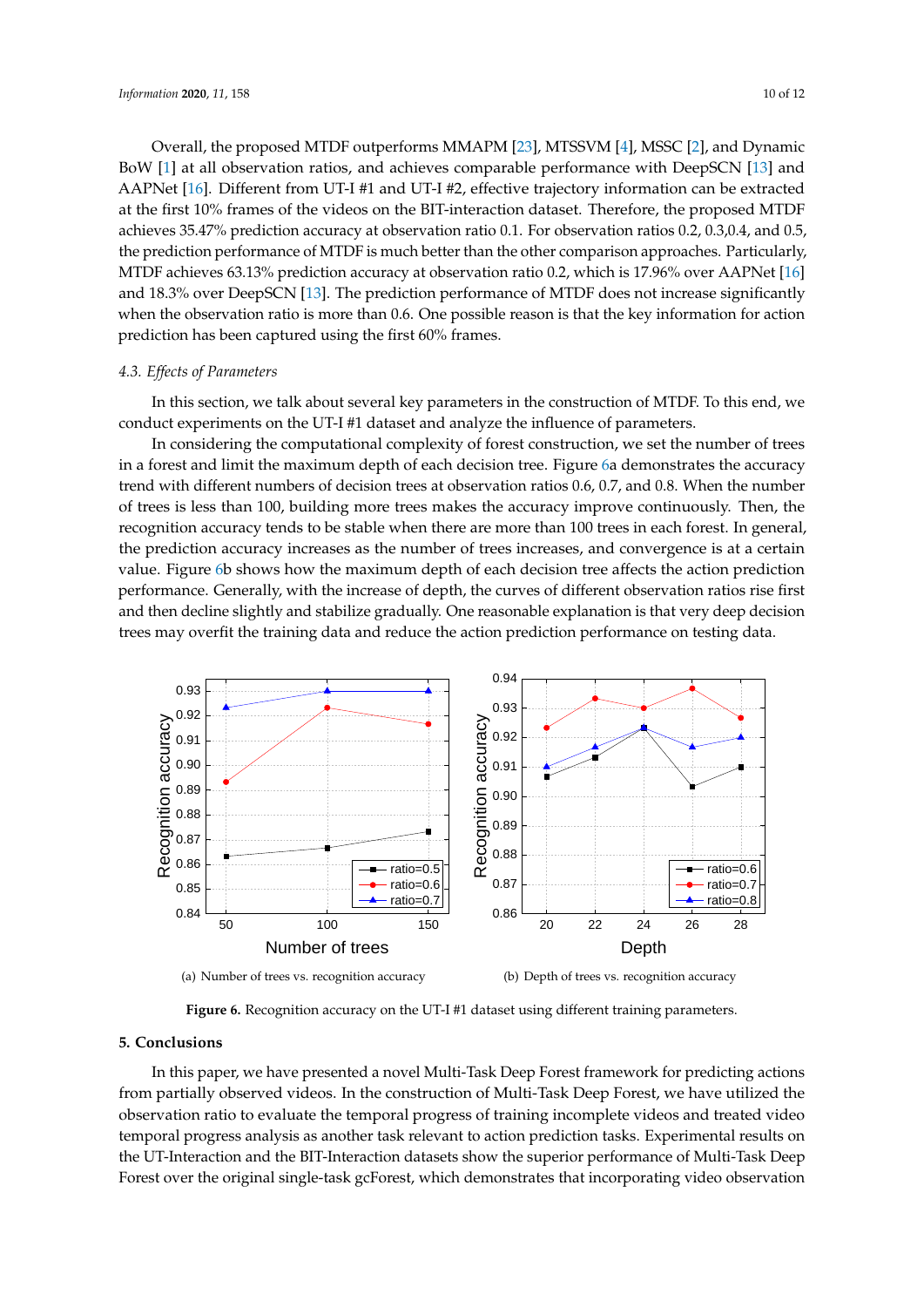Overall, the proposed MTDF outperforms MMAPM [23], MTSSVM [4], MSSC [2], and Dynamic BoW [1] at all observation ratios, and achieves comparable performance with DeepSCN [13] and AAPNet [16]. Different from UT-I #1 and UT-I #2, effective trajectory information can be extracted at the first 10% frames of the videos on the BIT-interaction dataset. Therefore, the proposed MTDF achieves 35.47% prediction accuracy at observation ratio 0.1. For observation ratios 0.2, 0.3,0.4, and 0.5, the prediction performance of MTDF is much better than the other comparison approaches. Particularly, MTDF achieves 63.13% prediction accuracy at observation ratio 0.2, which is 17.96% over AAPNet [16] and 18.3% over DeepSCN [13]. The prediction performance of MTDF does not increase significantly when the observation ratio is more than 0.6. One possible reason is that the key information for action prediction has been captured using the first 60% frames.

### 4.3. Effects of Parameters

In this section, we talk about several key parameters in the construction of MTDF. To this end, we conduct experiments on the UT-I #1 dataset and analyze the influence of parameters.

In considering the computational complexity of forest construction, we set the number of trees in a forest and limit the maximum depth of each decision tree. Figure 6a demonstrates the accuracy trend with different numbers of decision trees at observation ratios 0.6, 0.7, and 0.8. When the number of trees is less than 100, building more trees makes the accuracy improve continuously. Then, the recognition accuracy tends to be stable when there are more than 100 trees in each forest. In general, the prediction accuracy increases as the number of trees increases, and convergence is at a certain value. Figure 6b shows how the maximum depth of each decision tree affects the action prediction performance. Generally, with the increase of depth, the curves of different observation ratios rise first and then decline slightly and stabilize gradually. One reasonable explanation is that very deep decision trees may overfit the training data and reduce the action prediction performance on testing data.

(a) Number of trees vs. recognition accuracy

(b) Depth of trees vs. recognition accuracy

**Figure 6.** Recognition accuracy on the UT-I #1 dataset using different training parameters.

## 5. Conclusions

In this paper, we have presented a novel Multi-Task Deep Forest framework for predicting actions from partially observed videos. In the construction of Multi-Task Deep Forest, we have utilized the observation ratio to evaluate the temporal progress of training incomplete videos and treated video temporal progress analysis as another task relevant to action prediction tasks. Experimental results on the UT-Interaction and the BIT-Interaction datasets show the superior performance of Multi-Task Deep Forest over the original single-task gcForest, which demonstrates that incorporating video observation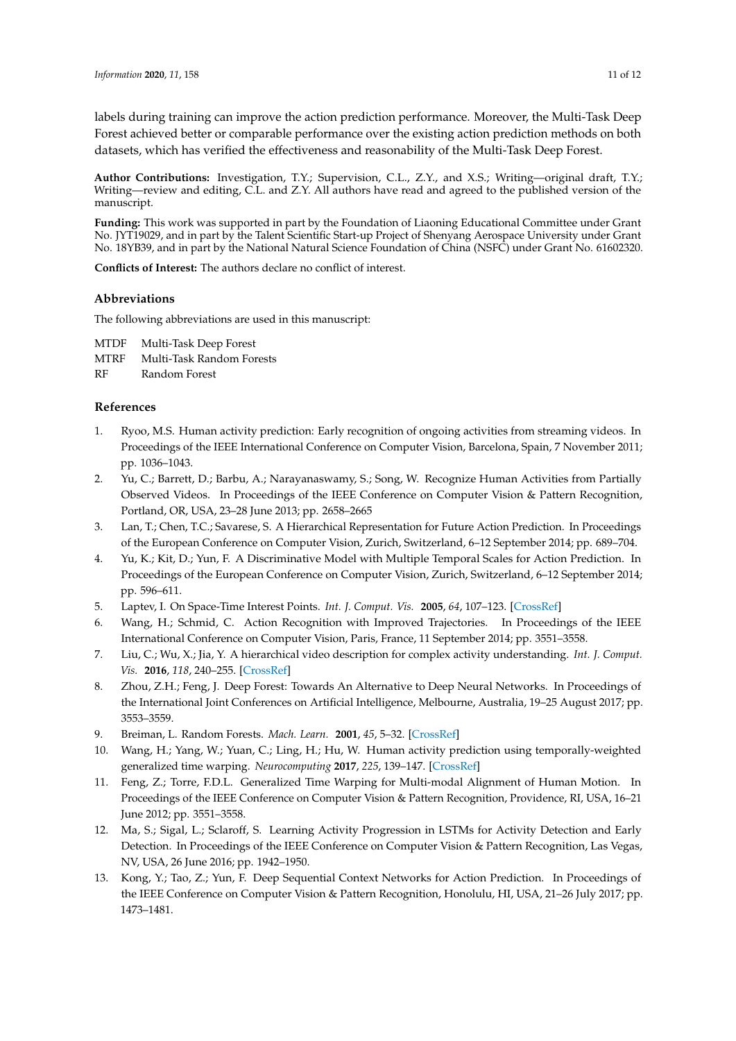labels during training can improve the action prediction performance. Moreover, the Multi-Task Deep Forest achieved better or comparable performance over the existing action prediction methods on both datasets, which has verified the effectiveness and reasonability of the Multi-Task Deep Forest.

**Author Contributions:** Investigation, T.Y.; Supervision, C.L., Z.Y., and X.S.; Writing—original draft, T.Y.; Writing—review and editing, C.L. and Z.Y. All authors have read and agreed to the published version of the manuscript.

**Funding:** This work was supported in part by the Foundation of Liaoning Educational Committee under Grant No. JYT19029, and in part by the Talent Scientific Start-up Project of Shenyang Aerospace University under Grant No. 18YB39, and in part by the National Natural Science Foundation of China (NSFC) under Grant No. 61602320.

**Conflicts of Interest:** The authors declare no conflict of interest.

## Abbreviations

The following abbreviations are used in this manuscript:

| | |
|---|---|
| MTDF | Multi-Task Deep Forest |
| MTRF | Multi-Task Random Forests |
| RF | Random Forest |

## References

1. Ryoo, M.S. Human activity prediction: Early recognition of ongoing activities from streaming videos. In Proceedings of the IEEE International Conference on Computer Vision, Barcelona, Spain, 7 November 2011; pp. 1036–1043.
2. Yu, C.; Barrett, D.; Barbu, A.; Narayanaswamy, S.; Song, W. Recognize Human Activities from Partially Observed Videos. In Proceedings of the IEEE Conference on Computer Vision & Pattern Recognition, Portland, OR, USA, 23–28 June 2013; pp. 2658–2665
3. Lan, T.; Chen, T.C.; Savarese, S. A Hierarchical Representation for Future Action Prediction. In Proceedings of the European Conference on Computer Vision, Zurich, Switzerland, 6–12 September 2014; pp. 689–704.
4. Yu, K.; Kit, D.; Yun, F. A Discriminative Model with Multiple Temporal Scales for Action Prediction. In Proceedings of the European Conference on Computer Vision, Zurich, Switzerland, 6–12 September 2014; pp. 596–611.
5. Laptev, I. On Space-Time Interest Points. *Int. J. Comput. Vis.* **2005**, *64*, 107–123. [CrossRef]
6. Wang, H.; Schmid, C. Action Recognition with Improved Trajectories. In Proceedings of the IEEE International Conference on Computer Vision, Paris, France, 11 September 2014; pp. 3551–3558.
7. Liu, C.; Wu, X.; Jia, Y. A hierarchical video description for complex activity understanding. *Int. J. Comput. Vis.* **2016**, *118*, 240–255. [CrossRef]
8. Zhou, Z.H.; Feng, J. Deep Forest: Towards An Alternative to Deep Neural Networks. In Proceedings of the International Joint Conferences on Artificial Intelligence, Melbourne, Australia, 19–25 August 2017; pp. 3553–3559.
9. Breiman, L. Random Forests. *Mach. Learn.* **2001**, *45*, 5–32. [CrossRef]
10. Wang, H.; Yang, W.; Yuan, C.; Ling, H.; Hu, W. Human activity prediction using temporally-weighted generalized time warping. *Neurocomputing* **2017**, *225*, 139–147. [CrossRef]
11. Feng, Z.; Torre, F.D.L. Generalized Time Warping for Multi-modal Alignment of Human Motion. In Proceedings of the IEEE Conference on Computer Vision & Pattern Recognition, Providence, RI, USA, 16–21 June 2012; pp. 3551–3558.
12. Ma, S.; Sigal, L.; Sclaroff, S. Learning Activity Progression in LSTMs for Activity Detection and Early Detection. In Proceedings of the IEEE Conference on Computer Vision & Pattern Recognition, Las Vegas, NV, USA, 26 June 2016; pp. 1942–1950.
13. Kong, Y.; Tao, Z.; Yun, F. Deep Sequential Context Networks for Action Prediction. In Proceedings of the IEEE Conference on Computer Vision & Pattern Recognition, Honolulu, HI, USA, 21–26 July 2017; pp. 1473–1481.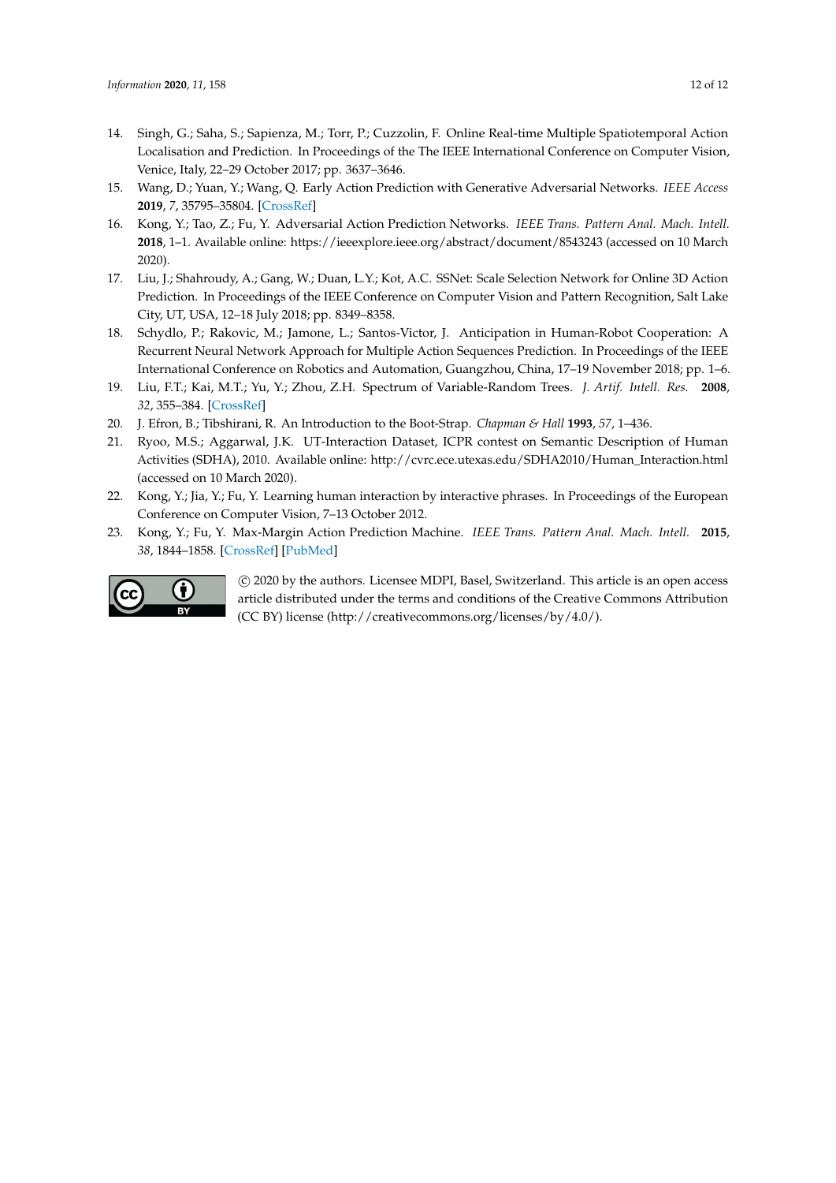14. Singh, G.; Saha, S.; Sapienza, M.; Torr, P.; Cuzzolin, F. Online Real-time Multiple Spatiotemporal Action Localisation and Prediction. In Proceedings of the The IEEE International Conference on Computer Vision, Venice, Italy, 22–29 October 2017; pp. 3637–3646.
15. Wang, D.; Yuan, Y.; Wang, Q. Early Action Prediction with Generative Adversarial Networks. *IEEE Access* **2019**, *7*, 35795–35804. [CrossRef]
16. Kong, Y.; Tao, Z.; Fu, Y. Adversarial Action Prediction Networks. *IEEE Trans. Pattern Anal. Mach. Intell.* **2018**, 1–1. Available online: https://ieeexplore.ieee.org/abstract/document/8543243 (accessed on 10 March 2020).
17. Liu, J.; Shahroudy, A.; Gang, W.; Duan, L.Y.; Kot, A.C. SSNet: Scale Selection Network for Online 3D Action Prediction. In Proceedings of the IEEE Conference on Computer Vision and Pattern Recognition, Salt Lake City, UT, USA, 12–18 July 2018; pp. 8349–8358.
18. Schydlo, P.; Rakovic, M.; Jamone, L.; Santos-Victor, J. Anticipation in Human-Robot Cooperation: A Recurrent Neural Network Approach for Multiple Action Sequences Prediction. In Proceedings of the IEEE International Conference on Robotics and Automation, Guangzhou, China, 17–19 November 2018; pp. 1–6.
19. Liu, F.T.; Kai, M.T.; Yu, Y.; Zhou, Z.H. Spectrum of Variable-Random Trees. *J. Artif. Intell. Res.* **2008**, *32*, 355–384. [CrossRef]
20. J. Efron, B.; Tibshirani, R. An Introduction to the Boot-Strap. *Chapman & Hall* **1993**, *57*, 1–436.
21. Ryoo, M.S.; Aggarwal, J.K. UT-Interaction Dataset, ICPR contest on Semantic Description of Human Activities (SDHA), 2010. Available online: http://cvrc.ece.utexas.edu/SDHA2010/Human_Interaction.html (accessed on 10 March 2020).
22. Kong, Y.; Jia, Y.; Fu, Y. Learning human interaction by interactive phrases. In Proceedings of the European Conference on Computer Vision, 7–13 October 2012.
23. Kong, Y.; Fu, Y. Max-Margin Action Prediction Machine. *IEEE Trans. Pattern Anal. Mach. Intell.* **2015**, *38*, 1844–1858. [CrossRef] [PubMed]

© 2020 by the authors. Licensee MDPI, Basel, Switzerland. This article is an open access article distributed under the terms and conditions of the Creative Commons Attribution (CC BY) license (http://creativecommons.org/licenses/by/4.0/).